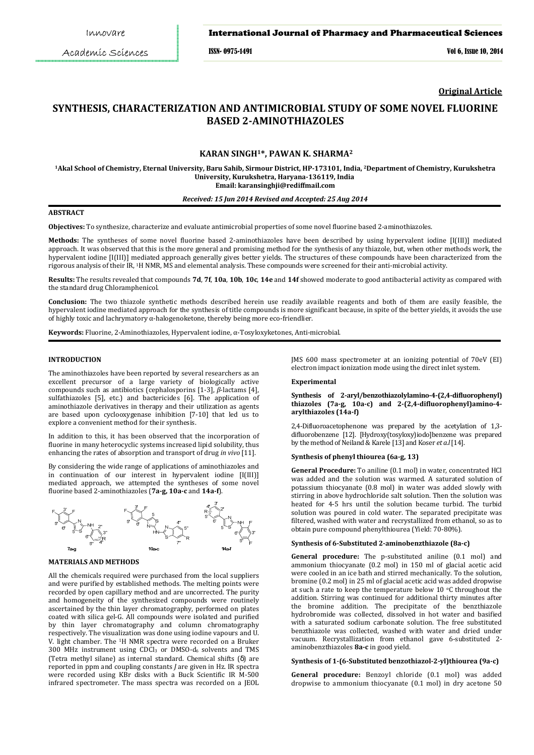## Original Article

# SYNTHESIS, CHARACTERIZATION AND ANTIMICROBIAL STUDY OF SOME NOVEL FLUORINE BASED 2-AMINOTHIAZOLES

### KARAN SINGH[1]*, PAWAN K. SHARMA[2]

**[1]Akal School of Chemistry, Eternal University, Baru Sahib, Sirmour District, HP-173101, India, [2]Department of Chemistry, Kurukshetra University, Kurukshetra, Haryana-136119, India**
**Email: karansinghji@rediffmail.com**

*Received: 15 Jun 2014 Revised and Accepted: 25 Aug 2014*

## ABSTRACT

**Objectives:** To synthesize, characterize and evaluate antimicrobial properties of some novel fluorine based 2-aminothiazoles.

**Methods:** The syntheses of some novel fluorine based 2-aminothiazoles have been described by using hypervalent iodine [I(III)] mediated approach. It was observed that this is the more general and promising method for the synthesis of any thiazole, but, when other methods work, the hypervalent iodine [I(III)] mediated approach generally gives better yields. The structures of these compounds have been characterized from the rigorous analysis of their IR, $^{1}$H NMR, MS and elemental analysis. These compounds were screened for their anti-microbial activity.

**Results:** The results revealed that compounds **7d**, **7f**, **10a**, **10b**, **10c**, **14e** and **14f** showed moderate to good antibacterial activity as compared with the standard drug Chloramphenicol.

**Conclusion:** The two thiazole synthetic methods described herein use readily available reagents and both of them are easily feasible, the hypervalent iodine mediated approach for the synthesis of title compounds is more significant because, in spite of the better yields, it avoids the use of highly toxic and lachrymatory α-halogenoketone, thereby being more eco-friendlier.

**Keywords:** Fluorine, 2-Aminothiazoles, Hypervalent iodine, α-Tosyloxyketones, Anti-microbial.

## INTRODUCTION

The aminothiazoles have been reported by several researchers as an excellent precursor of a large variety of biologically active compounds such as antibiotics (cephalosporins [1-3], *β*-lactams [4], sulfathiazoles [5], etc.) and bactericides [6]. The application of aminothiazole derivatives in therapy and their utilization as agents are based upon cyclooxygenase inhibition [7-10] that led us to explore a convenient method for their synthesis.

In addition to this, it has been observed that the incorporation of fluorine in many heterocyclic systems increased lipid solubility, thus enhancing the rates of absorption and transport of drug *in vivo* [11].

By considering the wide range of applications of aminothiazoles and in continuation of our interest in hypervalent iodine [I(III)] mediated approach, we attempted the syntheses of some novel fluorine based 2-aminothiazoles (**7a-g**, **10a-c** and **14a-f**).

7a-g 10a-c 14a-f

## MATERIALS AND METHODS

All the chemicals required were purchased from the local suppliers and were purified by established methods. The melting points were recorded by open capillary method and are uncorrected. The purity and homogeneity of the synthesized compounds were routinely ascertained by the thin layer chromatography, performed on plates coated with silica gel-G. All compounds were isolated and purified by thin layer chromatography and column chromatography respectively. The visualization was done using iodine vapours and U. V. light chamber. The $^{1}$H NMR spectra were recorded on a Bruker 300 MHz instrument using $CDCl_3$ or DMSO-$d_6$ solvents and TMS (Tetra methyl silane) as internal standard. Chemical shifts (δ) are reported in ppm and coupling constants *J* are given in Hz. IR spectra were recorded using KBr disks with a Buck Scientific IR M-500 infrared spectrometer. The mass spectra was recorded on a JEOL JMS 600 mass spectrometer at an ionizing potential of 70eV (EI) electron impact ionization mode using the direct inlet system.

### Experimental

#### Synthesis of 2-aryl/benzothiazolylamino-4-(2,4-difluorophenyl) thiazoles (7a-g, 10a-c) and 2-(2,4-difluorophenyl)amino-4-arylthiazoles (14a-f)

2,4-Difluoroacetophenone was prepared by the acetylation of 1,3-difluorobenzene [12]. [Hydroxy(tosyloxy)iodo]benzene was prepared by the method of Neiland & Karele [13] and Koser *et al.* [14].

#### Synthesis of phenyl thiourea (6a-g, 13)

**General Procedure:** To aniline (0.1 mol) in water, concentrated HCl was added and the solution was warmed. A saturated solution of potassium thiocyanate (0.8 mol) in water was added slowly with stirring in above hydrochloride salt solution. Then the solution was heated for 4-5 hrs until the solution became turbid. The turbid solution was poured in cold water. The separated precipitate was filtered, washed with water and recrystallized from ethanol, so as to obtain pure compound phenylthiourea (Yield: 70-80%).

#### Synthesis of 6-Substituted 2-aminobenzthiazole (8a-c)

**General procedure:** The p-substituted aniline (0.1 mol) and ammonium thiocyanate (0.2 mol) in 150 ml of glacial acetic acid were cooled in an ice bath and stirred mechanically. To the solution, bromine (0.2 mol) in 25 ml of glacial acetic acid was added dropwise at such a rate to keep the temperature below 10 °C throughout the addition. Stirring was continued for additional thirty minutes after the bromine addition. The precipitate of the benzthiazole hydrobromide was collected, dissolved in hot water and basified with a saturated sodium carbonate solution. The free substituted benzthiazole was collected, washed with water and dried under vacuum. Recrystallization from ethanol gave 6-substituted 2-aminobenzthiazoles **8a-c** in good yield.

#### Synthesis of 1-(6-Substituted benzothiazol-2-yl)thiourea (9a-c)

**General procedure:** Benzoyl chloride (0.1 mol) was added dropwise to ammonium thiocyanate (0.1 mol) in dry acetone 50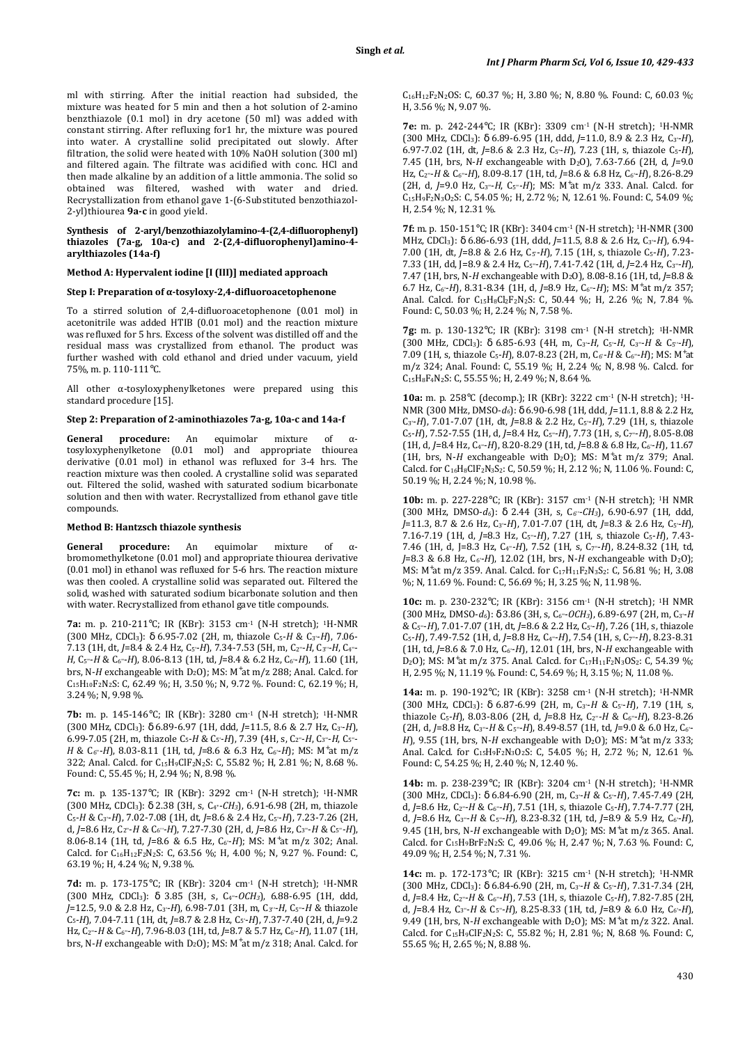ml with stirring. After the initial reaction had subsided, the mixture was heated for 5 min and then a hot solution of 2-amino benzthiazole (0.1 mol) in dry acetone (50 ml) was added with constant stirring. After refluxing for1 hr, the mixture was poured into water. A crystalline solid precipitated out slowly. After filtration, the solid were heated with 10% NaOH solution (300 ml) and filtered again. The filtrate was acidified with conc. HCl and then made alkaline by an addition of a little ammonia. The solid so obtained was filtered, washed with water and dried. Recrystallization from ethanol gave 1-(6-Substituted benzothiazol-2-yl)thiourea **9a-c** in good yield.

**Synthesis of 2-aryl/benzothiazolylamino-4-(2,4-difluorophenyl) thiazoles (7a-g, 10a-c) and 2-(2,4-difluorophenyl)amino-4-arylthiazoles (14a-f)**

**Method A: Hypervalent iodine [I (III)] mediated approach**

**Step I: Preparation of α-tosyloxy-2,4-difluoroacetophenone**

To a stirred solution of 2,4-difluoroacetophenone (0.01 mol) in acetonitrile was added HTIB (0.01 mol) and the reaction mixture was refluxed for 5 hrs. Excess of the solvent was distilled off and the residual mass was crystallized from ethanol. The product was further washed with cold ethanol and dried under vacuum, yield 75%, m. p. 110-111 ℃.

All other α-tosyloxyphenylketones were prepared using this standard procedure [15].

**Step 2: Preparation of 2-aminothiazoles 7a-g, 10a-c and 14a-f**

**General procedure:** An equimolar mixture of α-tosyloxyphenylketone (0.01 mol) and appropriate thiourea derivative (0.01 mol) in ethanol was refluxed for 3-4 hrs. The reaction mixture was then cooled. A crystalline solid was separated out. Filtered the solid, washed with saturated sodium bicarbonate solution and then with water. Recrystallized from ethanol gave title compounds.

**Method B: Hantzsch thiazole synthesis**

**General procedure:** An equimolar mixture of α-bromomethylketone (0.01 mol) and appropriate thiourea derivative (0.01 mol) in ethanol was refluxed for 5-6 hrs. The reaction mixture was then cooled. A crystalline solid was separated out. Filtered the solid, washed with saturated sodium bicarbonate solution and then with water. Recrystallized from ethanol gave title compounds.

**7a:** m. p. 210-211℃; IR (KBr): 3153 $cm^{-1}$ (N-H stretch); $^1$H-NMR (300 MHz, $CDCl_3$): δ 6.95-7.02 (2H, m, thiazole $C_5$-*H* & $C_{3'}$-*H*), 7.06-7.13 (1H, dt, *J*=8.4 & 2.4 Hz, $C_{5'}$-*H*), 7.34-7.53 (5H, m, $C_{2''}$-*H*, $C_{3''}$-*H*, $C_{4''}$-*H*, $C_{5''}$-*H* & $C_{6''}$-*H*), 8.06-8.13 (1H, td, *J*=8.4 & 6.2 Hz, $C_{6'}$-*H*), 11.60 (1H, brs, N-*H* exchangeable with $D_2O$); MS: $M^+$at m/z 288; Anal. Calcd. for $C_{15}H_{10}F_2N_2S$: C, 62.49 %; H, 3.50 %; N, 9.72 %. Found: C, 62.19 %; H, 3.24 %; N, 9.98 %.

**7b:** m. p. 145-146℃; IR (KBr): 3280 $cm^{-1}$ (N-H stretch); $^1$H-NMR (300 MHz, $CDCl_3$): δ 6.89-6.97 (1H, ddd, *J*=11.5, 8.6 & 2.7 Hz, $C_{3'}$-*H*), 6.99-7.05 (2H, m, thiazole C5-*H* & $C_{5'}$-*H*), 7.39 (4H, s, $C_{2''}$-*H*, $C_{3''}$-*H*, $C_{5''}$-*H* & $C_{6''}$-*H*), 8.03-8.11 (1H, td, *J*=8.6 & 6.3 Hz, $C_{6'}$-*H*); MS: $M^+$at m/z 322; Anal. Calcd. for $C_{15}H_9ClF_2N_2S$: C, 55.82 %; H, 2.81 %; N, 8.68 %. Found: C, 55.45 %; H, 2.94 %; N, 8.98 %.

**7c:** m. p. 135-137℃; IR (KBr): 3292 $cm^{-1}$ (N-H stretch); $^1$H-NMR (300 MHz, $CDCl_3$): δ 2.38 (3H, s, $C_{4''}$-*$CH_3$*), 6.91-6.98 (2H, m, thiazole $C_5$-*H* & $C_{3'}$-*H*), 7.02-7.08 (1H, dt, *J*=8.6 & 2.4 Hz, $C_{5'}$-*H*), 7.23-7.26 (2H, d, *J*=8.6 Hz, $C_{2''}$-*H* & $C_{6''}$-*H*), 7.27-7.30 (2H, d, *J*=8.6 Hz, $C_{3''}$-*H* & $C_{5''}$-*H*), 8.06-8.14 (1H, td, *J*=8.6 & 6.5 Hz, $C_{6'}$-*H*); MS: $M^+$at m/z 302; Anal. Calcd. for $C_{16}H_{12}F_2N_2S$: C, 63.56 %; H, 4.00 %; N, 9.27 %. Found: C, 63.19 %; H, 4.24 %; N, 9.38 %.

**7d:** m. p. 173-175℃; IR (KBr): 3204 $cm^{-1}$ (N-H stretch); $^1$H-NMR (300 MHz, $CDCl_3$): δ 3.85 (3H, s, $C_{4''}$-*$OCH_3$*), 6.88-6.95 (1H, ddd, *J*=12.5, 9.0 & 2.8 Hz, $C_{3'}$-*H*), 6.98-7.01 (3H, m, $C_{3''}$-*H*, $C_{5''}$-*H* & thiazole $C_5$-*H*), 7.04-7.11 (1H, dt, *J*=8.7 & 2.8 Hz, $C_{5'}$-*H*), 7.37-7.40 (2H, d, *J*=9.2 Hz, $C_{2''}$-*H* & $C_{6''}$-*H*), 7.96-8.03 (1H, td, *J*=8.7 & 5.7 Hz, $C_{6'}$-*H*), 11.07 (1H, brs, N-*H* exchangeable with $D_2O$); MS: $M^+$at m/z 318; Anal. Calcd. for $C_{16}H_{12}F_2N_2OS$: C, 60.37 %; H, 3.80 %; N, 8.80 %. Found: C, 60.03 %; H, 3.56 %; N, 9.07 %.

**7e:** m. p. 242-244℃; IR (KBr): 3309 $cm^{-1}$ (N-H stretch); $^1$H-NMR (300 MHz, $CDCl_3$): δ 6.89-6.95 (1H, ddd, *J*=11.0, 8.9 & 2.3 Hz, $C_{3'}$-*H*), 6.97-7.02 (1H, dt, *J*=8.6 & 2.3 Hz, $C_{5'}$-*H*), 7.23 (1H, s, thiazole $C_5$-*H*), 7.45 (1H, brs, N-*H* exchangeable with $D_2O$), 7.63-7.66 (2H, d, *J*=9.0 Hz, $C_{2''}$-*H* & $C_{6''}$-*H*), 8.09-8.17 (1H, td, *J*=8.6 & 6.8 Hz, $C_{6'}$-*H*), 8.26-8.29 (2H, d, *J*=9.0 Hz, $C_{3''}$-*H*, $C_{5''}$-*H*); MS: $M^+$at m/z 333. Anal. Calcd. for $C_{15}H_9F_2N_3O_2S$: C, 54.05 %; H, 2.72 %; N, 12.61 %. Found: C, 54.09 %; H, 2.54 %; N, 12.31 %.

**7f:** m. p. 150-151℃; IR (KBr): 3404 $cm^{-1}$ (N-H stretch); $^1$H-NMR (300 MHz, $CDCl_3$): δ 6.86-6.93 (1H, ddd, *J*=11.5, 8.8 & 2.6 Hz, $C_{3'}$-*H*), 6.94-7.00 (1H, dt, *J*=8.8 & 2.6 Hz, $C_{5'}$-*H*), 7.15 (1H, s, thiazole $C_5$-*H*), 7.23-7.33 (1H, dd, *J*=8.9 & 2.4 Hz, $C_{5''}$-*H*), 7.41-7.42 (1H, d, *J*=2.4 Hz, $C_{3''}$-*H*), 7.47 (1H, brs, N-*H* exchangeable with $D_2O$), 8.08-8.16 (1H, td, *J*=8.8 & 6.7 Hz, $C_{6'}$-*H*), 8.31-8.34 (1H, d, *J*=8.9 Hz, $C_{6''}$-*H*); MS: $M^+$at m/z 357; Anal. Calcd. for $C_{15}H_8Cl_2F_2N_2S$: C, 50.44 %; H, 2.26 %; N, 7.84 %. Found: C, 50.03 %; H, 2.24 %; N, 7.58 %.

**7g:** m. p. 130-132℃; IR (KBr): 3198 $cm^{-1}$ (N-H stretch); $^1$H-NMR (300 MHz, $CDCl_3$): δ 6.85-6.93 (4H, m, $C_{3'}$-*H*, $C_{5'}$-*H*, $C_{3''}$-*H* & $C_{5''}$-*H*), 7.09 (1H, s, thiazole $C_5$-*H*), 8.07-8.23 (2H, m, $C_{6'}$-*H* & $C_{6''}$-*H*); MS: $M^+$at m/z 324; Anal. Found: C, 55.19 %; H, 2.24 %; N, 8.98 %. Calcd. for $C_{15}H_8F_4N_2S$: C, 55.55 %; H, 2.49 %; N, 8.64 %.

**10a:** m. p. 258℃ (decomp.); IR (KBr): 3222 $cm^{-1}$ (N-H stretch); $^1$H-NMR (300 MHz, DMSO-$d_6$): δ 6.90-6.98 (1H, ddd, *J*=11.1, 8.8 & 2.2 Hz, $C_{3'}$-*H*), 7.01-7.07 (1H, dt, *J*=8.8 & 2.2 Hz, $C_{5'}$-*H*), 7.29 (1H, s, thiazole $C_5$-*H*), 7.52-7.55 (1H, d, *J*=8.4 Hz, $C_{5''}$-*H*), 7.73 (1H, s, $C_{7''}$-*H*), 8.05-8.08 (1H, d, *J*=8.4 Hz, $C_{4''}$-*H*), 8.20-8.29 (1H, td, *J*=8.8 & 6.8 Hz, $C_{6'}$-*H*), 11.67 (1H, brs, N-*H* exchangeable with $D_2O$); MS: $M^+$at m/z 379; Anal. Calcd. for $C_{16}H_8ClF_2N_3S_2$: C, 50.59 %; H, 2.12 %; N, 11.06 %. Found: C, 50.19 %; H, 2.24 %; N, 10.98 %.

**10b:** m. p. 227-228℃; IR (KBr): 3157 $cm^{-1}$ (N-H stretch); $^1$H NMR (300 MHz, DMSO-$d_6$): δ 2.44 (3H, s, $C_{6''}$-*$CH_3$*), 6.90-6.97 (1H, ddd, *J*=11.3, 8.7 & 2.6 Hz, $C_{3'}$-*H*), 7.01-7.07 (1H, dt, *J*=8.3 & 2.6 Hz, $C_{5'}$-*H*), 7.16-7.19 (1H, d, *J*=8.3 Hz, $C_{5''}$-*H*), 7.27 (1H, s, thiazole $C_5$-*H*), 7.43-7.46 (1H, d, *J*=8.3 Hz, $C_{4''}$-*H*), 7.52 (1H, s, $C_{7''}$-*H*), 8.24-8.32 (1H, td, *J*=8.3 & 6.8 Hz, $C_{6'}$-*H*), 12.02 (1H, brs, N-*H* exchangeable with $D_2O$); MS: $M^+$at m/z 359. Anal. Calcd. for $C_{17}H_{11}F_2N_3S_2$: C, 56.81 %; H, 3.08 %; N, 11.69 %. Found: C, 56.69 %; H, 3.25 %; N, 11.98 %.

**10c:** m. p. 230-232℃; IR (KBr): 3156 $cm^{-1}$ (N-H stretch); $^1$H NMR (300 MHz, DMSO-$d_6$): δ 3.86 (3H, s, $C_{6''}$-*$OCH_3$*), 6.89-6.97 (2H, m, $C_{3'}$-*H* & $C_{5''}$-*H*), 7.01-7.07 (1H, dt, *J*=8.6 & 2.2 Hz, $C_{5'}$-*H*), 7.26 (1H, s, thiazole $C_5$-*H*), 7.49-7.52 (1H, d, *J*=8.8 Hz, $C_{4''}$-*H*), 7.54 (1H, s, $C_{7''}$-*H*), 8.23-8.31 (1H, td, *J*=8.6 & 7.0 Hz, $C_{6'}$-*H*), 12.01 (1H, brs, N-*H* exchangeable with $D_2O$); MS: $M^+$at m/z 375. Anal. Calcd. for $C_{17}H_{11}F_2N_3OS_2$: C, 54.39 %; H, 2.95 %; N, 11.19 %. Found: C, 54.69 %; H, 3.15 %; N, 11.08 %.

**14a:** m. p. 190-192℃; IR (KBr): 3258 $cm^{-1}$ (N-H stretch); $^1$H-NMR (300 MHz, $CDCl_3$): δ 6.87-6.99 (2H, m, $C_{3'}$-*H* & $C_{5'}$-*H*), 7.19 (1H, s, thiazole $C_5$-*H*), 8.03-8.06 (2H, d, *J*=8.8 Hz, $C_{2''}$-*H* & $C_{6''}$-*H*), 8.23-8.26 (2H, d, *J*=8.8 Hz, $C_{3''}$-*H* & $C_{5''}$-*H*), 8.49-8.57 (1H, td, *J*=9.0 & 6.0 Hz, $C_{6'}$-*H*), 9.55 (1H, brs, N-*H* exchangeable with $D_2O$); MS: $M^+$at m/z 333; Anal. Calcd. for $C_{15}H_9F_2N_3O_2S$: C, 54.05 %; H, 2.72 %; N, 12.61 %. Found: C, 54.25 %; H, 2.40 %; N, 12.40 %.

**14b:** m. p. 238-239℃; IR (KBr): 3204 $cm^{-1}$ (N-H stretch); $^1$H-NMR (300 MHz, $CDCl_3$): δ 6.84-6.90 (2H, m, $C_{3'}$-*H* & $C_{5'}$-*H*), 7.45-7.49 (2H, d, *J*=8.6 Hz, $C_{2''}$-*H* & $C_{6''}$-*H*), 7.51 (1H, s, thiazole $C_5$-*H*), 7.74-7.77 (2H, d, *J*=8.6 Hz, $C_{3''}$-*H* & $C_{5''}$-*H*), 8.23-8.32 (1H, td, *J*=8.9 & 5.9 Hz, $C_{6'}$-*H*), 9.45 (1H, brs, N-*H* exchangeable with $D_2O$); MS: $M^+$at m/z 365. Anal. Calcd. for $C_{15}H_9BrF_2N_2S$: C, 49.06 %; H, 2.47 %; N, 7.63 %. Found: C, 49.09 %; H, 2.54 %; N, 7.31 %.

**14c:** m. p. 172-173℃; IR (KBr): 3215 $cm^{-1}$ (N-H stretch); $^1$H-NMR (300 MHz, $CDCl_3$): δ 6.84-6.90 (2H, m, $C_{3'}$-*H* & $C_{5'}$-*H*), 7.31-7.34 (2H, d, *J*=8.4 Hz, $C_{2''}$-*H* & $C_{6''}$-*H*), 7.53 (1H, s, thiazole $C_5$-*H*), 7.82-7.85 (2H, d, *J*=8.4 Hz, $C_{3''}$-*H* & $C_{5''}$-*H*), 8.25-8.33 (1H, td, *J*=8.9 & 6.0 Hz, $C_{6'}$-*H*), 9.49 (1H, brs, N-*H* exchangeable with $D_2O$); MS: $M^+$at m/z 322. Anal. Calcd. for $C_{15}H_9ClF_2N_2S$: C, 55.82 %; H, 2.81 %; N, 8.68 %. Found: C, 55.65 %; H, 2.65 %; N, 8.88 %.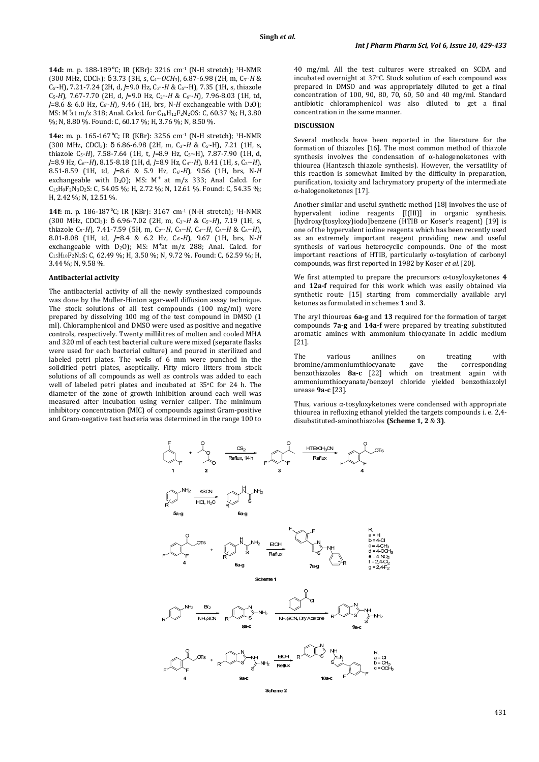**14d:** m. p. 188-189 °C; IR (KBr): 3216 $cm^{-1}$ (N-H stretch); $^1$H-NMR (300 MHz, $CDCl_3$): δ 3.73 (3H, s, C$_{4''}$-$OCH_3$), 6.87-6.98 (2H, m, C$_{3'}$-*H* & C$_{5'}$-H), 7.21-7.24 (2H, d, *J*=9.0 Hz, C$_{3''}$-*H* & C$_{5''}$-H), 7.35 (1H, s, thiazole C$_5$-*H*), 7.67-7.70 (2H, d, *J*=9.0 Hz, C$_{2''}$-*H* & C$_{6''}$-*H*), 7.96-8.03 (1H, td, *J*=8.6 & 6.0 Hz, C$_{6'}$-*H*), 9.46 (1H, brs, N-*H* exchangeable with $D_2O$); MS: $M^+$at m/z 318; Anal. Calcd. for $C_{16}H_{12}F_2N_2OS$: C, 60.37 %; H, 3.80 %; N, 8.80 %. Found: C, 60.17 %; H, 3.76 %; N, 8.50 %.

**14e:** m. p. 165-167 °C; IR (KBr): 3256 $cm^{-1}$ (N-H stretch); $^1$H-NMR (300 MHz, $CDCl_3$): δ 6.86-6.98 (2H, m, C$_{3'}$-*H* & C$_{5'}$-H), 7.21 (1H, s, thiazole C$_5$-*H*), 7.58-7.64 (1H, t, *J*=8.9 Hz, C$_{5''}$-H), 7.87-7.90 (1H, d, *J*=8.9 Hz, C$_{6''}$-*H*), 8.15-8.18 (1H, d, *J*=8.9 Hz, C$_{4''}$-*H*), 8.41 (1H, s, C$_{2''}$-*H*), 8.51-8.59 (1H, td, *J*=8.6 & 5.9 Hz, C$_{6'}$-*H*), 9.56 (1H, brs, N-*H* exchangeable with $D_2O$); MS: $M^+$ at m/z 333; Anal Calcd. for $C_{15}H_9F_2N_3O_2S$: C, 54.05 %; H, 2.72 %; N, 12.61 %. Found: C, 54.35 %; H, 2.42 %; N, 12.51 %.

**14f:** m. p. 186-187 °C; IR (KBr): 3167 $cm^{-1}$ (N-H stretch); $^1$H-NMR (300 MHz, $CDCl_3$): δ 6.96-7.02 (2H, m, C$_{3'}$-*H* & C$_{5'}$-*H*), 7.19 (1H, s, thiazole C$_5$-*H*), 7.41-7.59 (5H, m, C$_{2''}$-*H*, C$_{3''}$-*H*, C$_{4''}$-*H*, C$_{5''}$-*H* & C$_{6''}$-*H*), 8.01-8.08 (1H, td, *J*=8.4 & 6.2 Hz, C$_{6'}$-*H*), 9.67 (1H, brs, N-*H* exchangeable with $D_2O$); MS: $M^+$at m/z 288; Anal. Calcd. for $C_{15}H_{10}F_2N_2S$: C, 62.49 %; H, 3.50 %; N, 9.72 %. Found: C, 62.59 %; H, 3.44 %; N, 9.58 %.

### Antibacterial activity

The antibacterial activity of all the newly synthesized compounds was done by the Muller-Hinton agar-well diffusion assay technique. The stock solutions of all test compounds (100 mg/ml) were prepared by dissolving 100 mg of the test compound in DMSO (1 ml). Chloramphenicol and DMSO were used as positive and negative controls, respectively. Twenty millilitres of molten and cooled MHA and 320 ml of each test bacterial culture were mixed (separate flasks were used for each bacterial culture) and poured in sterilized and labeled petri plates. The wells of 6 mm were punched in the solidified petri plates, aseptically. Fifty micro litters from stock solutions of all compounds as well as controls was added to each well of labeled petri plates and incubated at 35°C for 24 h. The diameter of the zone of growth inhibition around each well was measured after incubation using vernier caliper. The minimum inhibitory concentration (MIC) of compounds against Gram-positive and Gram-negative test bacteria was determined in the range 100 to 40 mg/ml. All the test cultures were streaked on SCDA and incubated overnight at 37°C. Stock solution of each compound was prepared in DMSO and was appropriately diluted to get a final concentration of 100, 90, 80, 70, 60, 50 and 40 mg/ml. Standard antibiotic chloramphenicol was also diluted to get a final concentration in the same manner.

## DISCUSSION

Several methods have been reported in the literature for the formation of thiazoles [16]. The most common method of thiazole synthesis involves the condensation of α-halogenoketones with thiourea (Hantzsch thiazole synthesis). However, the versatility of this reaction is somewhat limited by the difficulty in preparation, purification, toxicity and lachrymatory property of the intermediate α-halogenoketones [17].

Another similar and useful synthetic method [18] involves the use of hypervalent iodine reagents [I(III)] in organic synthesis. [hydroxy(tosyloxy)iodo]benzene (HTIB or Koser's reagent) [19] is one of the hypervalent iodine reagents which has been recently used as an extremely important reagent providing new and useful synthesis of various heterocyclic compounds. One of the most important reactions of HTIB, particularly α-tosylation of carbonyl compounds, was first reported in 1982 by Koser *et al.* [20].

We first attempted to prepare the precursors α-tosyloxyketones **4** and **12a-f** required for this work which was easily obtained via synthetic route [15] starting from commercially available aryl ketones as formulated in schemes **1** and **3**.

The aryl thioureas **6a-g** and **13** required for the formation of target compounds **7a-g** and **14a-f** were prepared by treating substituted aromatic amines with ammonium thiocyanate in acidic medium [21].

The various anilines on treating with bromine/ammoniumthiocyanate gave the corresponding benzothiazoles **8a-c** [22] which on treatment again with ammoniumthiocyanate/benzoyl chloride yielded benzothiazolyl urease **9a-c** [23].

Thus, various α-tosyloxyketones were condensed with appropriate thiourea in refluxing ethanol yielded the targets compounds i. e. 2,4-disubstituted-aminothiazoles **(Scheme 1, 2** & **3)**.

Scheme 1

Scheme 2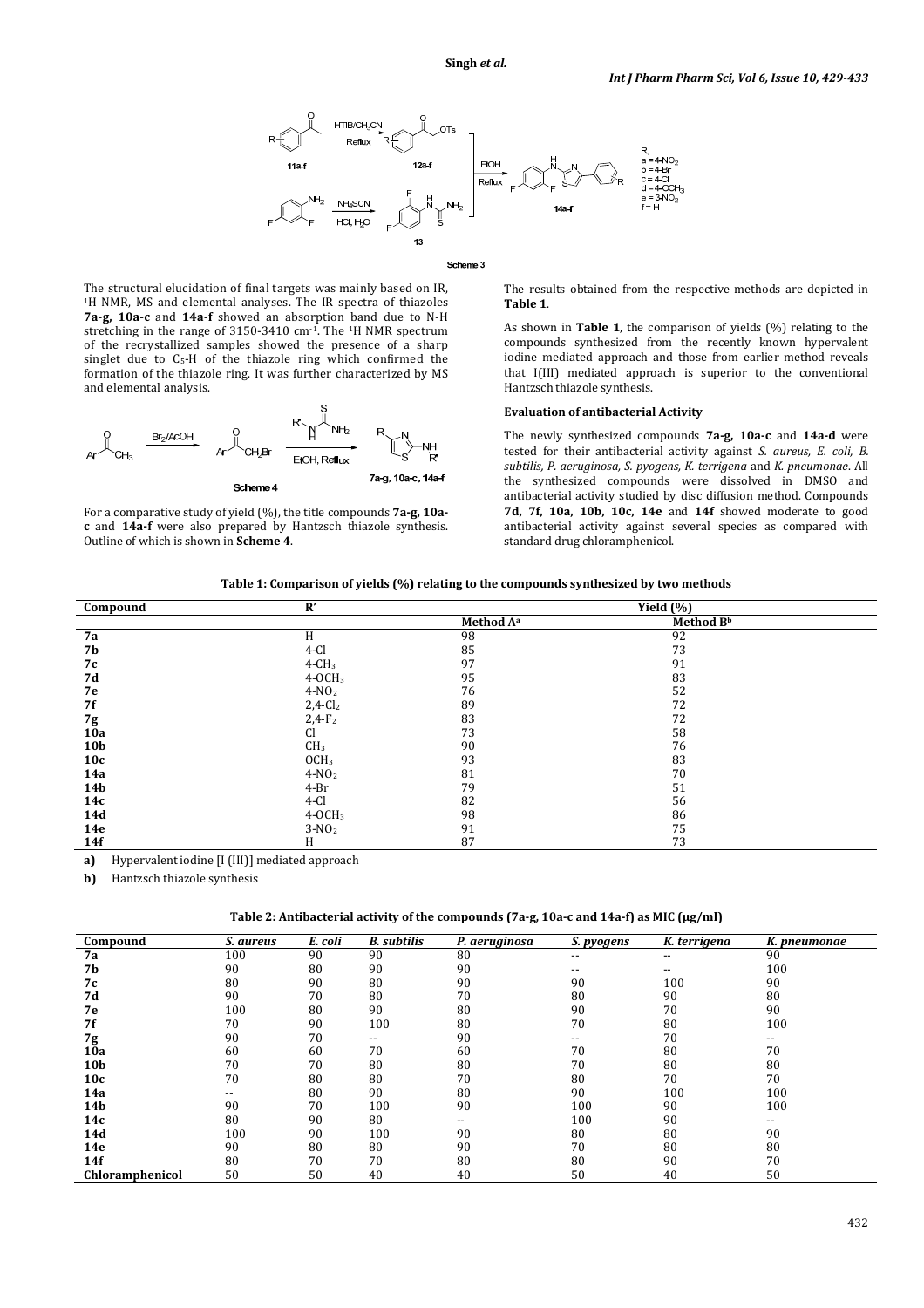Scheme 3

The structural elucidation of final targets was mainly based on IR, $^{1}H$ NMR, MS and elemental analyses. The IR spectra of thiazoles **7a-g, 10a-c** and **14a-f** showed an absorption band due to N-H stretching in the range of 3150-3410 $cm^{-1}$. The $^{1}H$ NMR spectrum of the recrystallized samples showed the presence of a sharp singlet due to $C_5$-H of the thiazole ring which confirmed the formation of the thiazole ring. It was further characterized by MS and elemental analysis.

Scheme 4

For a comparative study of yield (%), the title compounds **7a-g, 10a-c** and **14a-f** were also prepared by Hantzsch thiazole synthesis. Outline of which is shown in **Scheme 4**.

The results obtained from the respective methods are depicted in **Table 1**.

As shown in **Table 1**, the comparison of yields (%) relating to the compounds synthesized from the recently known hypervalent iodine mediated approach and those from earlier method reveals that I(III) mediated approach is superior to the conventional Hantzsch thiazole synthesis.

### Evaluation of antibacterial Activity

The newly synthesized compounds **7a-g, 10a-c** and **14a-d** were tested for their antibacterial activity against *S. aureus, E. coli, B. subtilis, P. aeruginosa, S. pyogens, K. terrigena* and *K. pneumonae*. All the synthesized compounds were dissolved in DMSO and antibacterial activity studied by disc diffusion method. Compounds **7d, 7f, 10a, 10b, 10c, 14e** and **14f** showed moderate to good antibacterial activity against several species as compared with standard drug chloramphenicol.

**Table 1: Comparison of yields (%) relating to the compounds synthesized by two methods**

| Compound | R' | Yield (%) | |
|---|---|---|---|
| | | Method A[a] | Method B[b] |
| **7a** | H | 98 | 92 |
| **7b** | 4-Cl | 85 | 73 |
| **7c** | 4-$CH_3$ | 97 | 91 |
| **7d** | 4-$OCH_3$ | 95 | 83 |
| **7e** | 4-$NO_2$ | 76 | 52 |
| **7f** | 2,4-$Cl_2$ | 89 | 72 |
| **7g** | 2,4-$F_2$ | 83 | 72 |
| **10a** | Cl | 73 | 58 |
| **10b** | $CH_3$ | 90 | 76 |
| **10c** | $OCH_3$ | 93 | 83 |
| **14a** | 4-$NO_2$ | 81 | 70 |
| **14b** | 4-Br | 79 | 51 |
| **14c** | 4-Cl | 82 | 56 |
| **14d** | 4-$OCH_3$ | 98 | 86 |
| **14e** | 3-$NO_2$ | 91 | 75 |
| **14f** | H | 87 | 73 |

**a)** Hypervalent iodine [I (III)] mediated approach

**b)** Hantzsch thiazole synthesis

**Table 2: Antibacterial activity of the compounds (7a-g, 10a-c and 14a-f) as MIC (µg/ml)**

| Compound | *S. aureus* | *E. coli* | *B. subtilis* | *P. aeruginosa* | *S. pyogens* | *K. terrigena* | *K. pneumonae* |
|---|---|---|---|---|---|---|---|
| **7a** | 100 | 90 | 90 | 80 | -- | -- | 90 |
| **7b** | 90 | 80 | 90 | 90 | -- | -- | 100 |
| **7c** | 80 | 90 | 80 | 90 | 90 | 100 | 90 |
| **7d** | 90 | 70 | 80 | 70 | 80 | 90 | 80 |
| **7e** | 100 | 80 | 90 | 80 | 90 | 70 | 90 |
| **7f** | 70 | 90 | 100 | 80 | 70 | 80 | 100 |
| **7g** | 90 | 70 | -- | 90 | -- | 70 | -- |
| **10a** | 60 | 60 | 70 | 60 | 70 | 80 | 70 |
| **10b** | 70 | 70 | 80 | 80 | 70 | 80 | 80 |
| **10c** | 70 | 80 | 80 | 70 | 80 | 70 | 70 |
| **14a** | -- | 80 | 90 | 80 | 90 | 100 | 100 |
| **14b** | 90 | 70 | 100 | 90 | 100 | 90 | 100 |
| **14c** | 80 | 90 | 80 | -- | 100 | 90 | -- |
| **14d** | 100 | 90 | 100 | 90 | 80 | 80 | 90 |
| **14e** | 90 | 80 | 80 | 90 | 70 | 80 | 80 |
| **14f** | 80 | 70 | 70 | 80 | 80 | 90 | 70 |
| **Chloramphenicol** | 50 | 50 | 40 | 40 | 50 | 40 | 50 |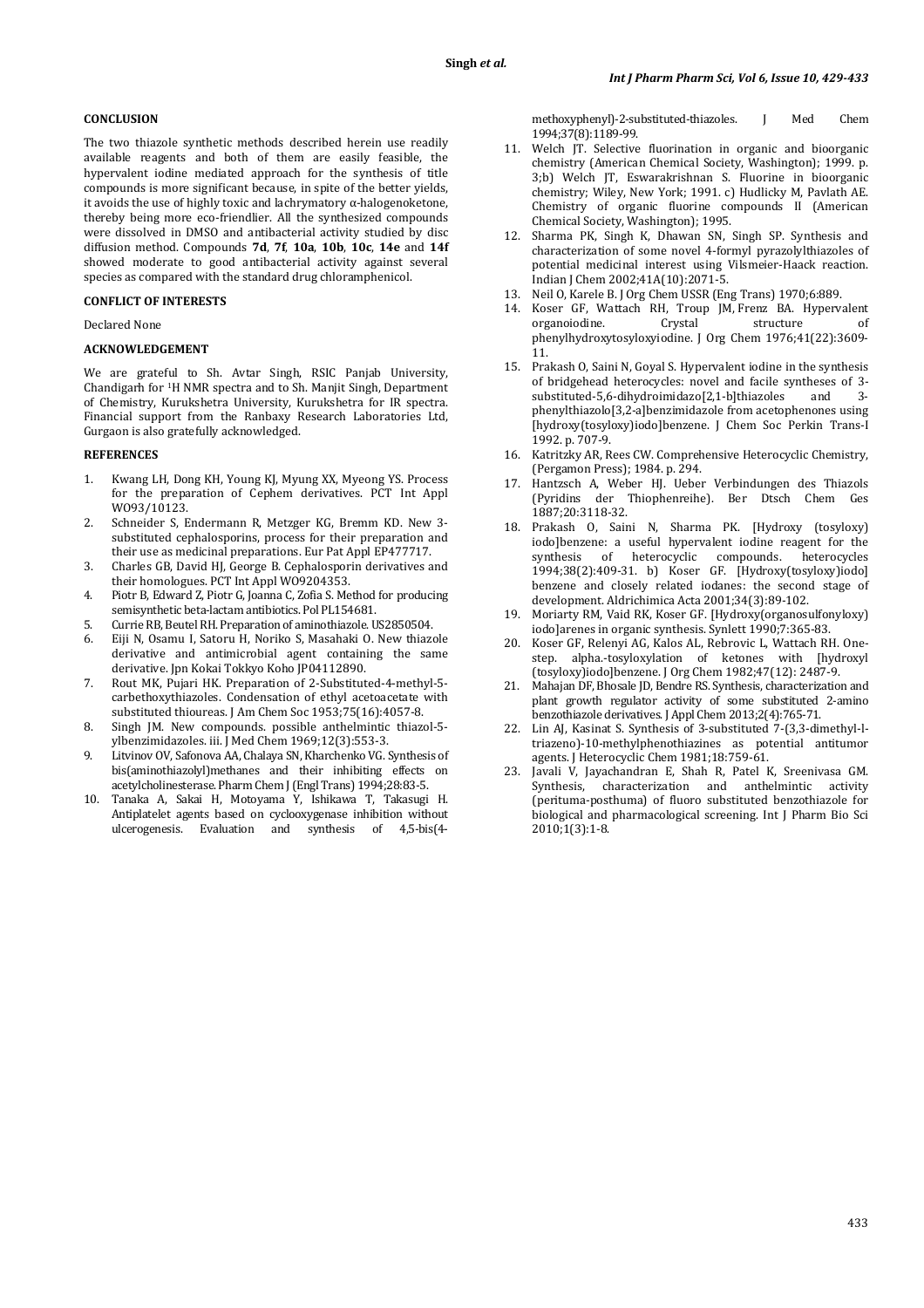## CONCLUSION

The two thiazole synthetic methods described herein use readily available reagents and both of them are easily feasible, the hypervalent iodine mediated approach for the synthesis of title compounds is more significant because, in spite of the better yields, it avoids the use of highly toxic and lachrymatory α-halogenoketone, thereby being more eco-friendlier. All the synthesized compounds were dissolved in DMSO and antibacterial activity studied by disc diffusion method. Compounds **7d**, **7f**, **10a**, **10b**, **10c**, **14e** and **14f** showed moderate to good antibacterial activity against several species as compared with the standard drug chloramphenicol.

## CONFLICT OF INTERESTS

Declared None

## ACKNOWLEDGEMENT

We are grateful to Sh. Avtar Singh, RSIC Panjab University, Chandigarh for [1]H NMR spectra and to Sh. Manjit Singh, Department of Chemistry, Kurukshetra University, Kurukshetra for IR spectra. Financial support from the Ranbaxy Research Laboratories Ltd, Gurgaon is also gratefully acknowledged.

## REFERENCES

1. Kwang LH, Dong KH, Young KJ, Myung XX, Myeong YS. Process for the preparation of Cephem derivatives. PCT Int Appl WO93/10123.
2. Schneider S, Endermann R, Metzger KG, Bremm KD. New 3-substituted cephalosporins, process for their preparation and their use as medicinal preparations. Eur Pat Appl EP477717.
3. Charles GB, David HJ, George B. Cephalosporin derivatives and their homologues. PCT Int Appl WO9204353.
4. Piotr B, Edward Z, Piotr G, Joanna C, Zofia S. Method for producing semisynthetic beta-lactam antibiotics. Pol PL154681.
5. Currie RB, Beutel RH. Preparation of aminothiazole. US2850504.
6. Eiji N, Osamu I, Satoru H, Noriko S, Masahaki O. New thiazole derivative and antimicrobial agent containing the same derivative. Jpn Kokai Tokkyo Koho JP04112890.
7. Rout MK, Pujari HK. Preparation of 2-Substituted-4-methyl-5-carbethoxythiazoles. Condensation of ethyl acetoacetate with substituted thioureas. J Am Chem Soc 1953;75(16):4057-8.
8. Singh JM. New compounds. possible anthelmintic thiazol-5-ylbenzimidazoles. iii. J Med Chem 1969;12(3):553-3.
9. Litvinov OV, Safonova AA, Chalaya SN, Kharchenko VG. Synthesis of bis(aminothiazolyl)methanes and their inhibiting effects on acetylcholinesterase. Pharm Chem J (Engl Trans) 1994;28:83-5.
10. Tanaka A, Sakai H, Motoyama Y, Ishikawa T, Takasugi H. Antiplatelet agents based on cyclooxygenase inhibition without ulcerogenesis. Evaluation and synthesis of 4,5-bis(4-methoxyphenyl)-2-substituted-thiazoles. J Med Chem 1994;37(8):1189-99.
11. Welch JT. Selective fluorination in organic and bioorganic chemistry (American Chemical Society, Washington); 1999. p. 3;b) Welch JT, Eswarakrishnan S. Fluorine in bioorganic chemistry; Wiley, New York; 1991. c) Hudlicky M, Pavlath AE. Chemistry of organic fluorine compounds II (American Chemical Society, Washington); 1995.
12. Sharma PK, Singh K, Dhawan SN, Singh SP. Synthesis and characterization of some novel 4-formyl pyrazolylthiazoles of potential medicinal interest using Vilsmeier-Haack reaction. Indian J Chem 2002;41A(10):2071-5.
13. Neil O, Karele B. J Org Chem USSR (Eng Trans) 1970;6:889.
14. Koser GF, Wattach RH, Troup JM, Frenz BA. Hypervalent organoiodine. Crystal structure of phenylhydroxytosyloxyiodine. J Org Chem 1976;41(22):3609-11.
15. Prakash O, Saini N, Goyal S. Hypervalent iodine in the synthesis of bridgehead heterocycles: novel and facile syntheses of 3-substituted-5,6-dihydroimidazo[2,1-b]thiazoles and 3-phenylthiazolo[3,2-a]benzimidazole from acetophenones using [hydroxy(tosyloxy)iodo]benzene. J Chem Soc Perkin Trans-I 1992. p. 707-9.
16. Katritzky AR, Rees CW. Comprehensive Heterocyclic Chemistry, (Pergamon Press); 1984. p. 294.
17. Hantzsch A, Weber HJ. Ueber Verbindungen des Thiazols (Pyridins der Thiophenreihe). Ber Dtsch Chem Ges 1887;20:3118-32.
18. Prakash O, Saini N, Sharma PK. [Hydroxy (tosyloxy) iodo]benzene: a useful hypervalent iodine reagent for the synthesis of heterocyclic compounds. heterocycles 1994;38(2):409-31. b) Koser GF. [Hydroxy(tosyloxy)iodo] benzene and closely related iodanes: the second stage of development. Aldrichimica Acta 2001;34(3):89-102.
19. Moriarty RM, Vaid RK, Koser GF. [Hydroxy(organosulfonyloxy) iodo]arenes in organic synthesis. Synlett 1990;7:365-83.
20. Koser GF, Relenyi AG, Kalos AL, Rebrovic L, Wattach RH. One-step. alpha.-tosyloxylation of ketones with [hydroxyl (tosyloxy)iodo]benzene. J Org Chem 1982;47(12): 2487-9.
21. Mahajan DF, Bhosale JD, Bendre RS. Synthesis, characterization and plant growth regulator activity of some substituted 2-amino benzothiazole derivatives. J Appl Chem 2013;2(4):765-71.
22. Lin AJ, Kasinat S. Synthesis of 3-substituted 7-(3,3-dimethyl-l-triazeno)-10-methylphenothiazines as potential antitumor agents. J Heterocyclic Chem 1981;18:759-61.
23. Javali V, Jayachandran E, Shah R, Patel K, Sreenivasa GM. Synthesis, characterization and anthelmintic activity (perituma-posthuma) of fluoro substituted benzothiazole for biological and pharmacological screening. Int J Pharm Bio Sci 2010;1(3):1-8.